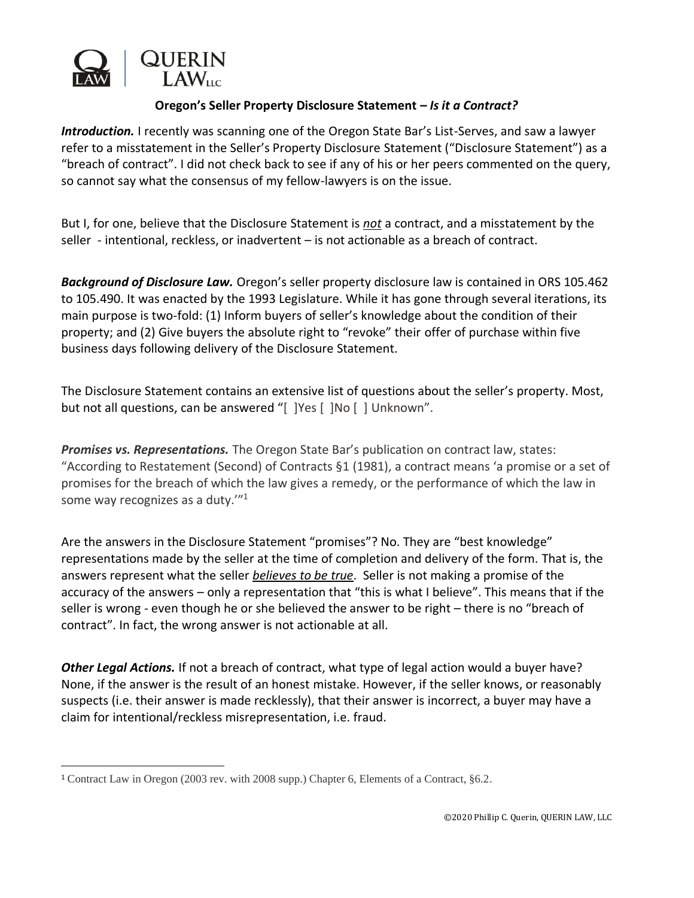QUERIN LAW LLC

**Oregon's Seller Property Disclosure Statement – *Is it a Contract?***

***Introduction.*** I recently was scanning one of the Oregon State Bar's List-Serves, and saw a lawyer refer to a misstatement in the Seller's Property Disclosure Statement ("Disclosure Statement") as a "breach of contract". I did not check back to see if any of his or her peers commented on the query, so cannot say what the consensus of my fellow-lawyers is on the issue.

But I, for one, believe that the Disclosure Statement is ***not*** a contract, and a misstatement by the seller - intentional, reckless, or inadvertent – is not actionable as a breach of contract.

***Background of Disclosure Law.*** Oregon's seller property disclosure law is contained in ORS 105.462 to 105.490. It was enacted by the 1993 Legislature. While it has gone through several iterations, its main purpose is two-fold: (1) Inform buyers of seller's knowledge about the condition of their property; and (2) Give buyers the absolute right to "revoke" their offer of purchase within five business days following delivery of the Disclosure Statement.

The Disclosure Statement contains an extensive list of questions about the seller's property. Most, but not all questions, can be answered "[ ]Yes [ ]No [ ] Unknown".

***Promises vs. Representations.*** The Oregon State Bar's publication on contract law, states: "According to Restatement (Second) of Contracts §1 (1981), a contract means 'a promise or a set of promises for the breach of which the law gives a remedy, or the performance of which the law in some way recognizes as a duty.'"[1]

Are the answers in the Disclosure Statement "promises"? No. They are "best knowledge" representations made by the seller at the time of completion and delivery of the form. That is, the answers represent what the seller ***believes to be true***. Seller is not making a promise of the accuracy of the answers – only a representation that "this is what I believe". This means that if the seller is wrong - even though he or she believed the answer to be right – there is no "breach of contract". In fact, the wrong answer is not actionable at all.

***Other Legal Actions.*** If not a breach of contract, what type of legal action would a buyer have? None, if the answer is the result of an honest mistake. However, if the seller knows, or reasonably suspects (i.e. their answer is made recklessly), that their answer is incorrect, a buyer may have a claim for intentional/reckless misrepresentation, i.e. fraud.

---

[1] Contract Law in Oregon (2003 rev. with 2008 supp.) Chapter 6, Elements of a Contract, §6.2.

©2020 Phillip C. Querin, QUERIN LAW, LLC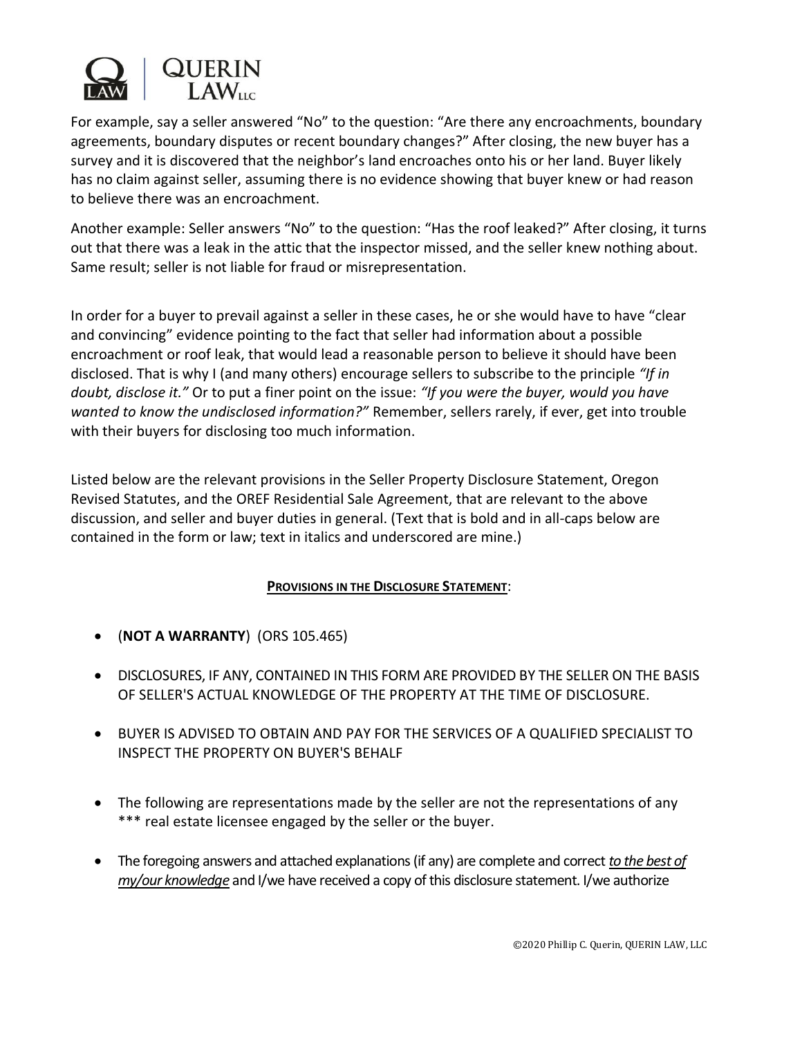For example, say a seller answered "No" to the question: "Are there any encroachments, boundary agreements, boundary disputes or recent boundary changes?" After closing, the new buyer has a survey and it is discovered that the neighbor's land encroaches onto his or her land. Buyer likely has no claim against seller, assuming there is no evidence showing that buyer knew or had reason to believe there was an encroachment.

Another example: Seller answers "No" to the question: "Has the roof leaked?" After closing, it turns out that there was a leak in the attic that the inspector missed, and the seller knew nothing about. Same result; seller is not liable for fraud or misrepresentation.

In order for a buyer to prevail against a seller in these cases, he or she would have to have "clear and convincing" evidence pointing to the fact that seller had information about a possible encroachment or roof leak, that would lead a reasonable person to believe it should have been disclosed. That is why I (and many others) encourage sellers to subscribe to the principle *"If in doubt, disclose it."* Or to put a finer point on the issue: *"If you were the buyer, would you have wanted to know the undisclosed information?"* Remember, sellers rarely, if ever, get into trouble with their buyers for disclosing too much information.

Listed below are the relevant provisions in the Seller Property Disclosure Statement, Oregon Revised Statutes, and the OREF Residential Sale Agreement, that are relevant to the above discussion, and seller and buyer duties in general. (Text that is bold and in all-caps below are contained in the form or law; text in italics and underscored are mine.)

**PROVISIONS IN THE DISCLOSURE STATEMENT:**

- (**NOT A WARRANTY**) (ORS 105.465)
- DISCLOSURES, IF ANY, CONTAINED IN THIS FORM ARE PROVIDED BY THE SELLER ON THE BASIS OF SELLER'S ACTUAL KNOWLEDGE OF THE PROPERTY AT THE TIME OF DISCLOSURE.
- BUYER IS ADVISED TO OBTAIN AND PAY FOR THE SERVICES OF A QUALIFIED SPECIALIST TO INSPECT THE PROPERTY ON BUYER'S BEHALF
- The following are representations made by the seller are not the representations of any *** real estate licensee engaged by the seller or the buyer.
- The foregoing answers and attached explanations (if any) are complete and correct ***to the best of my/our knowledge*** and I/we have received a copy of this disclosure statement. I/we authorize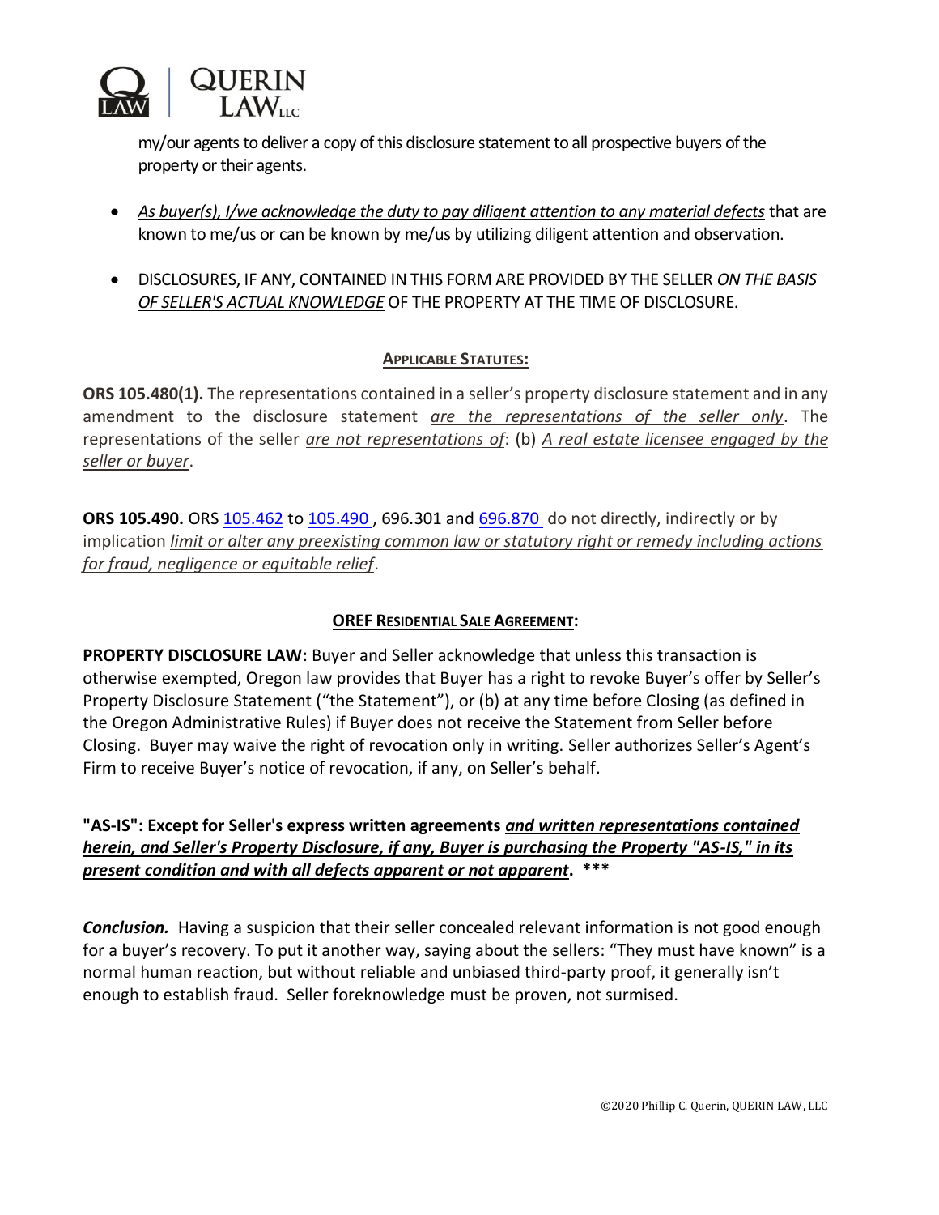my/our agents to deliver a copy of this disclosure statement to all prospective buyers of the property or their agents.

- *<u>As buyer(s), I/we acknowledge the duty to pay diligent attention to any material defects</u>* that are known to me/us or can be known by me/us by utilizing diligent attention and observation.

- DISCLOSURES, IF ANY, CONTAINED IN THIS FORM ARE PROVIDED BY THE SELLER *<u>ON THE BASIS OF SELLER'S ACTUAL KNOWLEDGE</u>* OF THE PROPERTY AT THE TIME OF DISCLOSURE.

**<u>APPLICABLE STATUTES:</u>**

**ORS 105.480(1).** The representations contained in a seller's property disclosure statement and in any amendment to the disclosure statement *<u>are the representations of the seller only</u>*. The representations of the seller *<u>are not representations of</u>*: (b) *<u>A real estate licensee engaged by the seller or buyer</u>*.

**ORS 105.490.** ORS 105.462 to 105.490 , 696.301 and 696.870 do not directly, indirectly or by implication *<u>limit or alter any preexisting common law or statutory right or remedy including actions for fraud, negligence or equitable relief</u>*.

**<u>OREF RESIDENTIAL SALE AGREEMENT</u>:**

**PROPERTY DISCLOSURE LAW:** Buyer and Seller acknowledge that unless this transaction is otherwise exempted, Oregon law provides that Buyer has a right to revoke Buyer's offer by Seller's Property Disclosure Statement ("the Statement"), or (b) at any time before Closing (as defined in the Oregon Administrative Rules) if Buyer does not receive the Statement from Seller before Closing. Buyer may waive the right of revocation only in writing. Seller authorizes Seller's Agent's Firm to receive Buyer's notice of revocation, if any, on Seller's behalf.

**"AS-IS": Except for Seller's express written agreements *<u>and written representations contained herein, and Seller's Property Disclosure, if any, Buyer is purchasing the Property "AS-IS," in its present condition and with all defects apparent or not apparent</u>*. \*\*\***

***Conclusion.*** Having a suspicion that their seller concealed relevant information is not good enough for a buyer's recovery. To put it another way, saying about the sellers: "They must have known" is a normal human reaction, but without reliable and unbiased third-party proof, it generally isn't enough to establish fraud. Seller foreknowledge must be proven, not surmised.

©2020 Phillip C. Querin, QUERIN LAW, LLC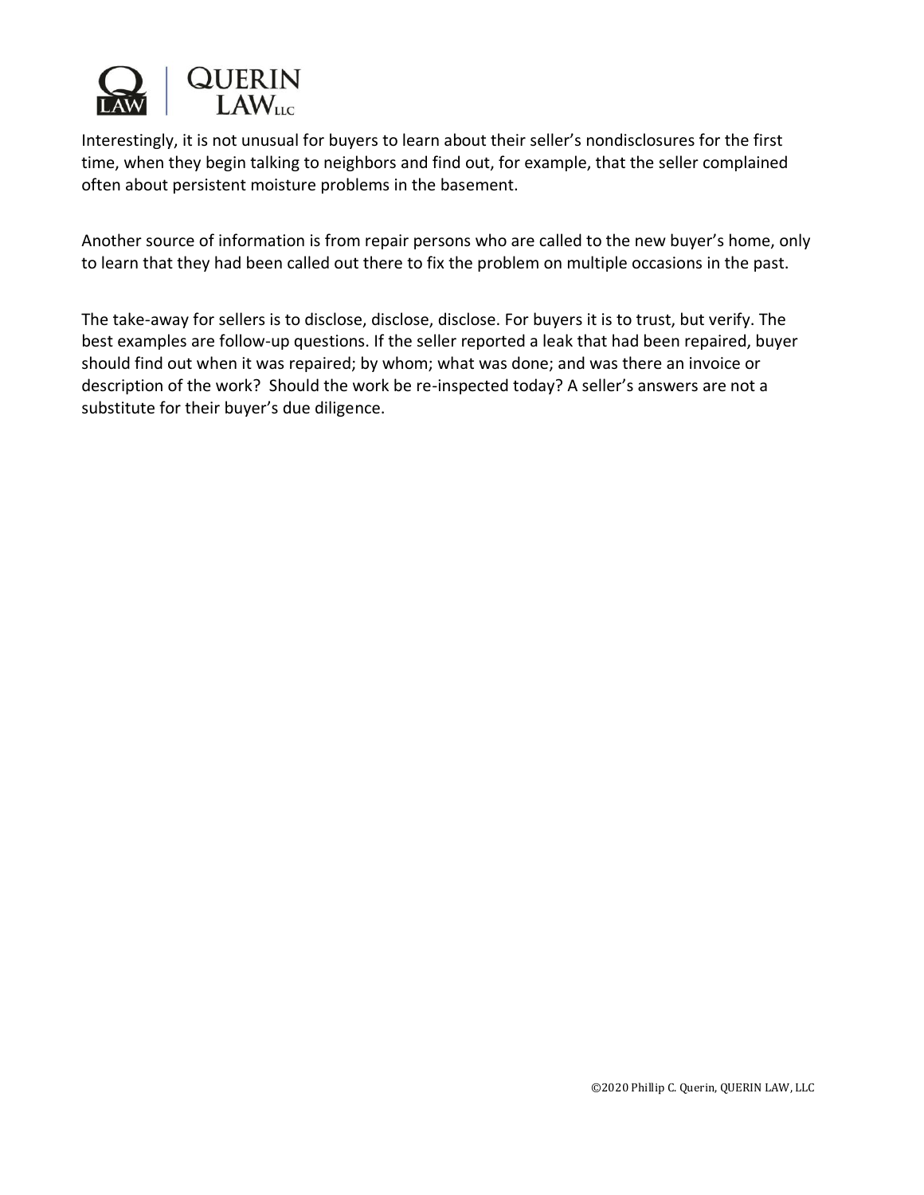Interestingly, it is not unusual for buyers to learn about their seller's nondisclosures for the first time, when they begin talking to neighbors and find out, for example, that the seller complained often about persistent moisture problems in the basement.

Another source of information is from repair persons who are called to the new buyer's home, only to learn that they had been called out there to fix the problem on multiple occasions in the past.

The take-away for sellers is to disclose, disclose, disclose. For buyers it is to trust, but verify. The best examples are follow-up questions. If the seller reported a leak that had been repaired, buyer should find out when it was repaired; by whom; what was done; and was there an invoice or description of the work? Should the work be re-inspected today? A seller's answers are not a substitute for their buyer's due diligence.